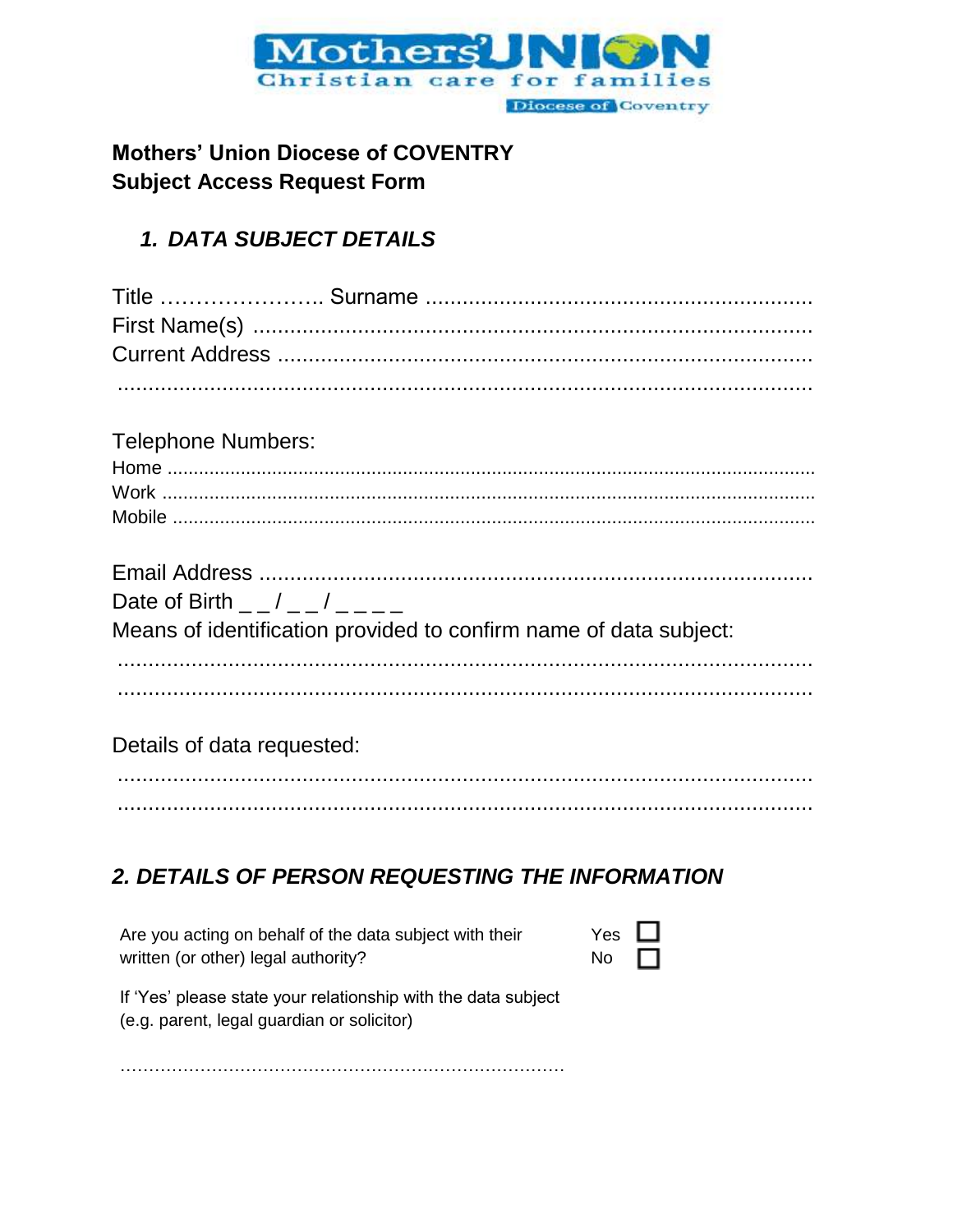**Mothers' Union Diocese of COVENTRY**
**Subject Access Request Form**

## *1. DATA SUBJECT DETAILS*

Title ………………….. Surname ............................................................
First Name(s) .........................................................................................
Current Address .....................................................................................
..............................................................................................................

Telephone Numbers:
Home ......................................................................................................
Work .......................................................................................................
Mobile .....................................................................................................

Email Address ........................................................................................
Date of Birth _ _ / _ _ / _ _ _ _
Means of identification provided to confirm name of data subject:
..............................................................................................................
..............................................................................................................

Details of data requested:
..............................................................................................................
..............................................................................................................

## *2. DETAILS OF PERSON REQUESTING THE INFORMATION*

Are you acting on behalf of the data subject with their written (or other) legal authority?

Yes ☐
No ☐

If 'Yes' please state your relationship with the data subject (e.g. parent, legal guardian or solicitor)

……………………………………………………………………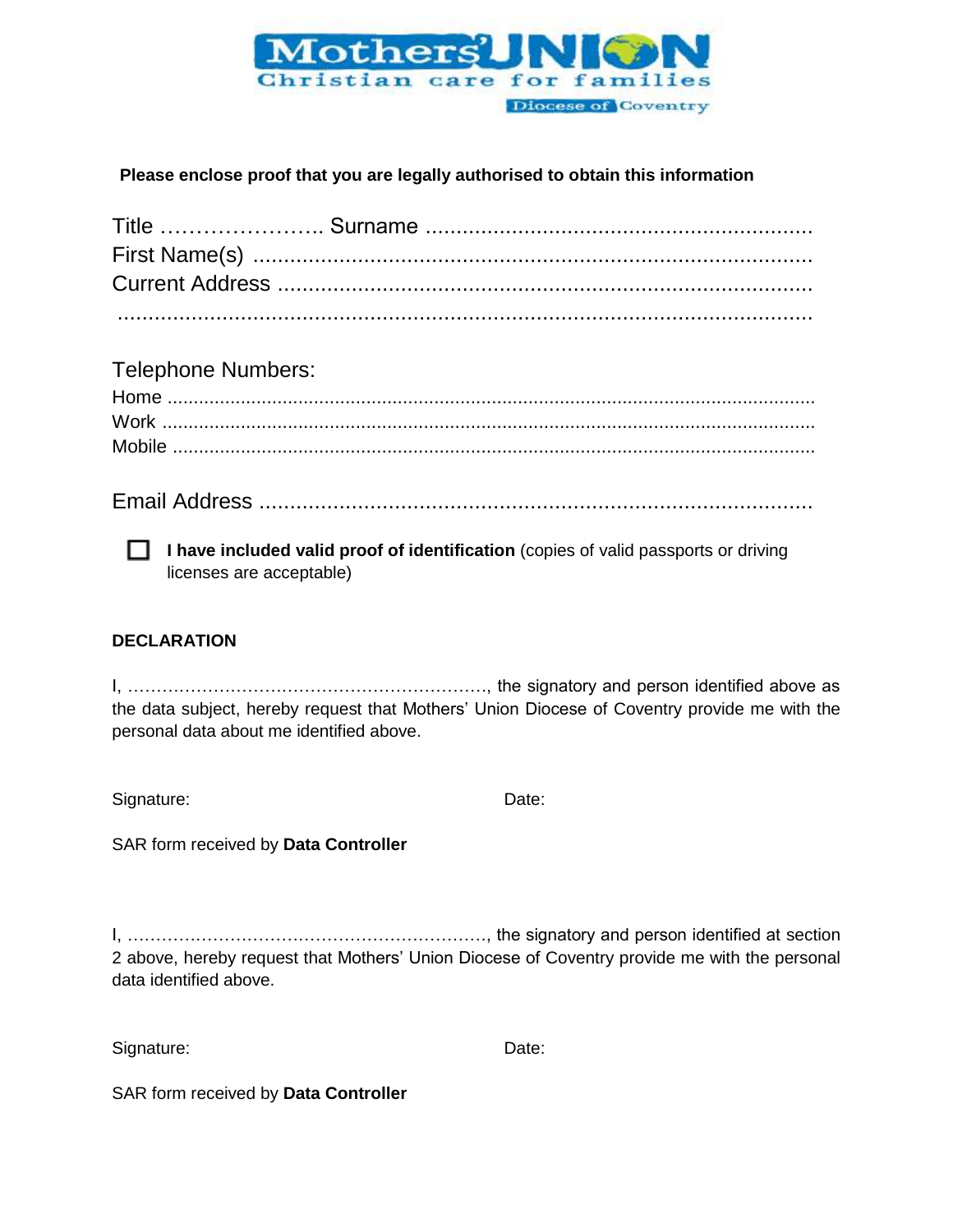Mothers' Union
Christian care for families
Diocese of Coventry

**Please enclose proof that you are legally authorised to obtain this information**

Title ………………….. Surname ..............................................................
First Name(s) ..........................................................................................
Current Address .......................................................................................
....................................................................................................................

Telephone Numbers:
Home ..........................................................................................................
Work ...........................................................................................................
Mobile .........................................................................................................

Email Address ..........................................................................................

☐ **I have included valid proof of identification** (copies of valid passports or driving licenses are acceptable)

**DECLARATION**

I, ………………………………………………………., the signatory and person identified above as the data subject, hereby request that Mothers' Union Diocese of Coventry provide me with the personal data about me identified above.

Signature: Date:

SAR form received by **Data Controller**

I, ………………………………………………………., the signatory and person identified at section 2 above, hereby request that Mothers' Union Diocese of Coventry provide me with the personal data identified above.

Signature: Date:

SAR form received by **Data Controller**